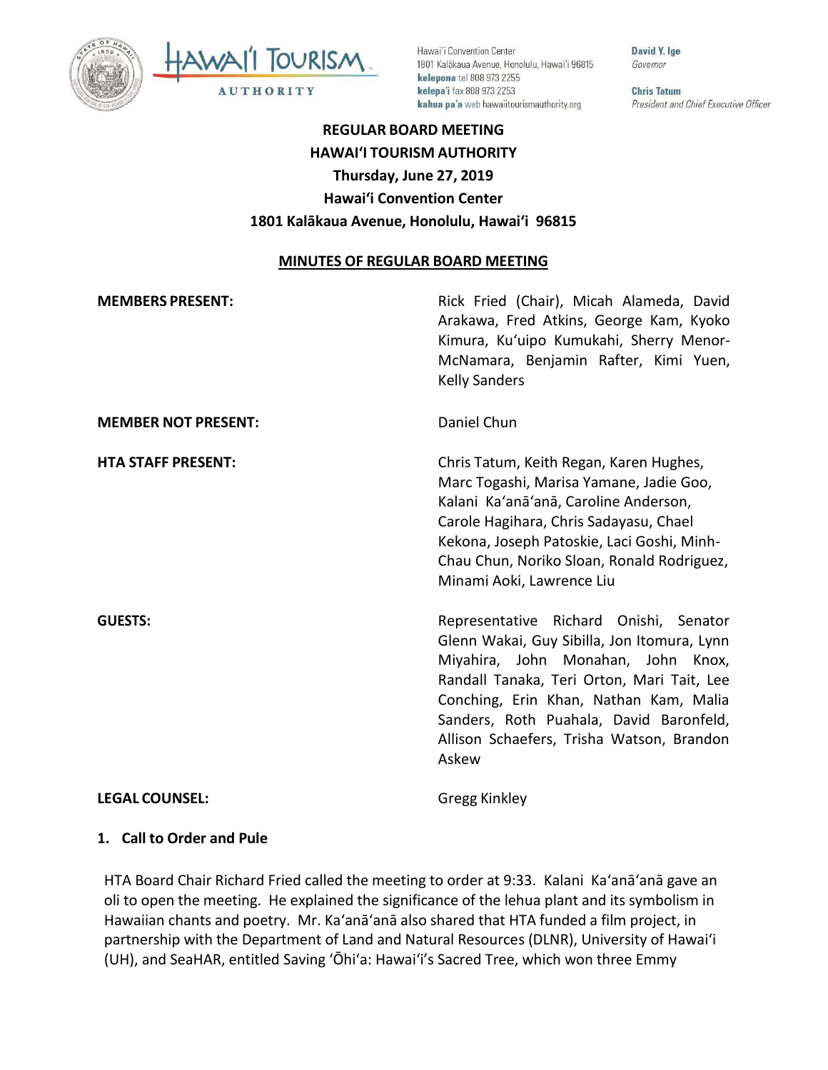**REGULAR BOARD MEETING**
**HAWAI'I TOURISM AUTHORITY**
**Thursday, June 27, 2019**
**Hawai'i Convention Center**
**1801 Kalākaua Avenue, Honolulu, Hawai'i 96815**

**MINUTES OF REGULAR BOARD MEETING**

| | |
|---|---|
| **MEMBERS PRESENT:** | Rick Fried (Chair), Micah Alameda, David Arakawa, Fred Atkins, George Kam, Kyoko Kimura, Ku'uipo Kumukahi, Sherry Menor-McNamara, Benjamin Rafter, Kimi Yuen, Kelly Sanders |
| **MEMBER NOT PRESENT:** | Daniel Chun |
| **HTA STAFF PRESENT:** | Chris Tatum, Keith Regan, Karen Hughes, Marc Togashi, Marisa Yamane, Jadie Goo, Kalani Ka'anā'anā, Caroline Anderson, Carole Hagihara, Chris Sadayasu, Chael Kekona, Joseph Patoskie, Laci Goshi, Minh-Chau Chun, Noriko Sloan, Ronald Rodriguez, Minami Aoki, Lawrence Liu |
| **GUESTS:** | Representative Richard Onishi, Senator Glenn Wakai, Guy Sibilla, Jon Itomura, Lynn Miyahira, John Monahan, John Knox, Randall Tanaka, Teri Orton, Mari Tait, Lee Conching, Erin Khan, Nathan Kam, Malia Sanders, Roth Puahala, David Baronfeld, Allison Schaefers, Trisha Watson, Brandon Askew |
| **LEGAL COUNSEL:** | Gregg Kinkley |

**1. Call to Order and Pule**

HTA Board Chair Richard Fried called the meeting to order at 9:33. Kalani Ka'anā'anā gave an oli to open the meeting. He explained the significance of the lehua plant and its symbolism in Hawaiian chants and poetry. Mr. Ka'anā'anā also shared that HTA funded a film project, in partnership with the Department of Land and Natural Resources (DLNR), University of Hawai'i (UH), and SeaHAR, entitled Saving 'Ōhi'a: Hawai'i's Sacred Tree, which won three Emmy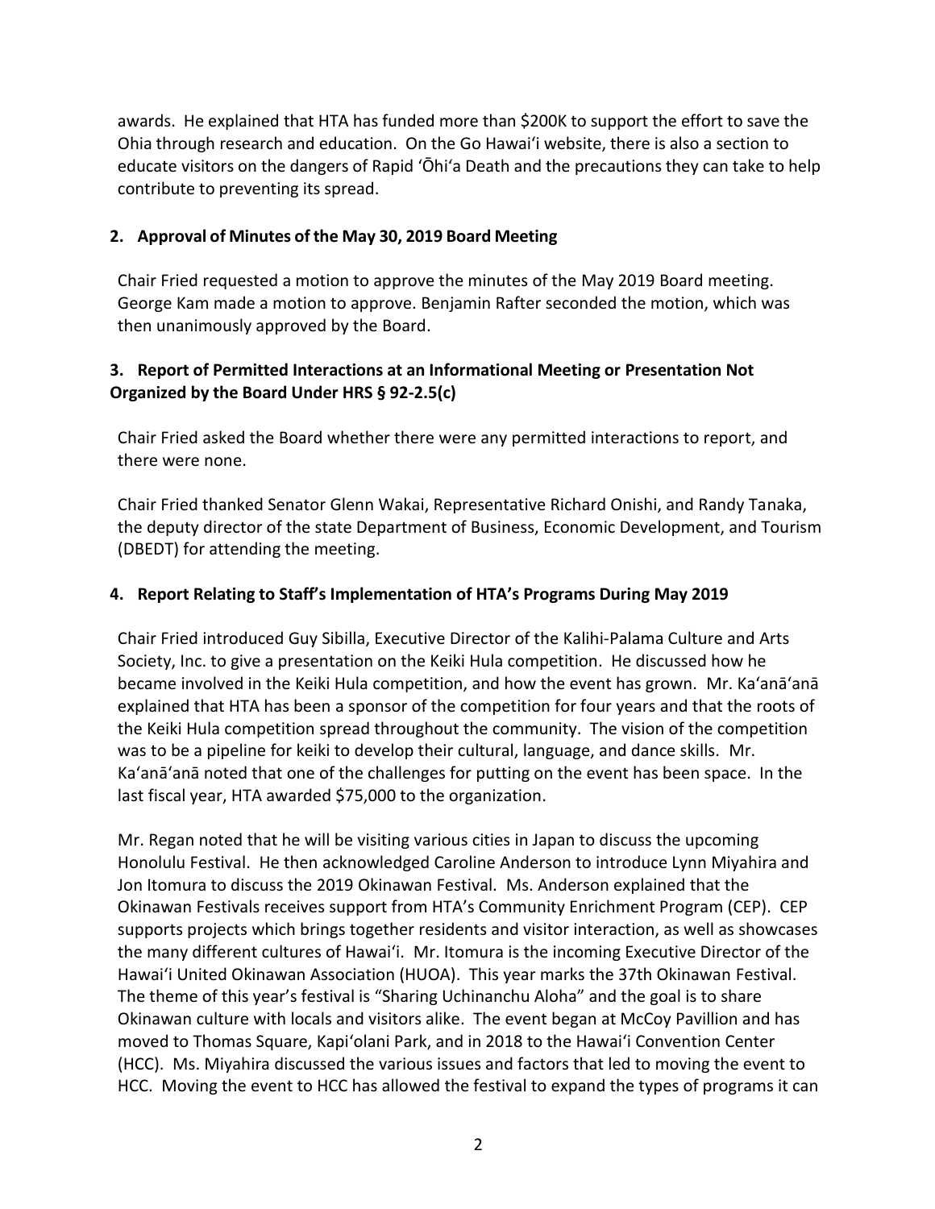awards. He explained that HTA has funded more than $200K to support the effort to save the Ohia through research and education. On the Go Hawaiʻi website, there is also a section to educate visitors on the dangers of Rapid ʻŌhiʻa Death and the precautions they can take to help contribute to preventing its spread.

## 2. Approval of Minutes of the May 30, 2019 Board Meeting

Chair Fried requested a motion to approve the minutes of the May 2019 Board meeting. George Kam made a motion to approve. Benjamin Rafter seconded the motion, which was then unanimously approved by the Board.

## 3. Report of Permitted Interactions at an Informational Meeting or Presentation Not Organized by the Board Under HRS § 92-2.5(c)

Chair Fried asked the Board whether there were any permitted interactions to report, and there were none.

Chair Fried thanked Senator Glenn Wakai, Representative Richard Onishi, and Randy Tanaka, the deputy director of the state Department of Business, Economic Development, and Tourism (DBEDT) for attending the meeting.

## 4. Report Relating to Staff's Implementation of HTA's Programs During May 2019

Chair Fried introduced Guy Sibilla, Executive Director of the Kalihi-Palama Culture and Arts Society, Inc. to give a presentation on the Keiki Hula competition. He discussed how he became involved in the Keiki Hula competition, and how the event has grown. Mr. Kaʻanāʻanā explained that HTA has been a sponsor of the competition for four years and that the roots of the Keiki Hula competition spread throughout the community. The vision of the competition was to be a pipeline for keiki to develop their cultural, language, and dance skills. Mr. Kaʻanāʻanā noted that one of the challenges for putting on the event has been space. In the last fiscal year, HTA awarded $75,000 to the organization.

Mr. Regan noted that he will be visiting various cities in Japan to discuss the upcoming Honolulu Festival. He then acknowledged Caroline Anderson to introduce Lynn Miyahira and Jon Itomura to discuss the 2019 Okinawan Festival. Ms. Anderson explained that the Okinawan Festivals receives support from HTA's Community Enrichment Program (CEP). CEP supports projects which brings together residents and visitor interaction, as well as showcases the many different cultures of Hawaiʻi. Mr. Itomura is the incoming Executive Director of the Hawaiʻi United Okinawan Association (HUOA). This year marks the 37th Okinawan Festival. The theme of this year's festival is "Sharing Uchinanchu Aloha" and the goal is to share Okinawan culture with locals and visitors alike. The event began at McCoy Pavillion and has moved to Thomas Square, Kapiʻolani Park, and in 2018 to the Hawaiʻi Convention Center (HCC). Ms. Miyahira discussed the various issues and factors that led to moving the event to HCC. Moving the event to HCC has allowed the festival to expand the types of programs it can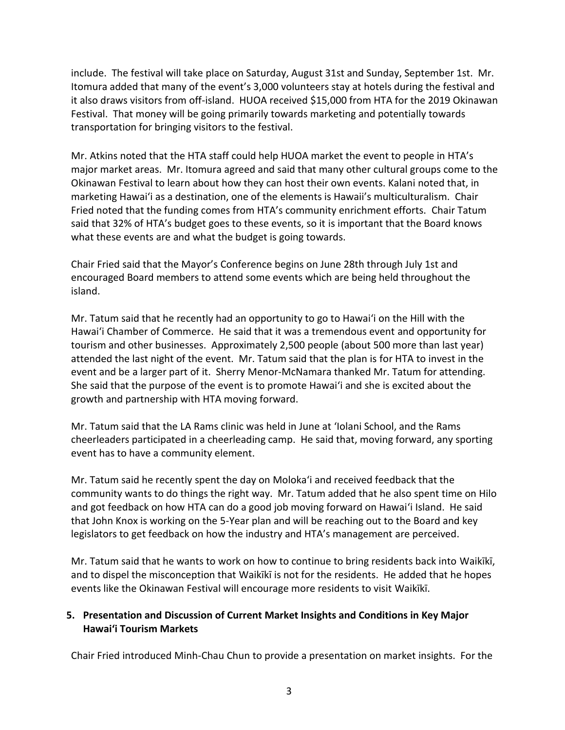include. The festival will take place on Saturday, August 31st and Sunday, September 1st. Mr. Itomura added that many of the event's 3,000 volunteers stay at hotels during the festival and it also draws visitors from off-island. HUOA received $15,000 from HTA for the 2019 Okinawan Festival. That money will be going primarily towards marketing and potentially towards transportation for bringing visitors to the festival.

Mr. Atkins noted that the HTA staff could help HUOA market the event to people in HTA's major market areas. Mr. Itomura agreed and said that many other cultural groups come to the Okinawan Festival to learn about how they can host their own events. Kalani noted that, in marketing Hawaiʻi as a destination, one of the elements is Hawaii's multiculturalism. Chair Fried noted that the funding comes from HTA's community enrichment efforts. Chair Tatum said that 32% of HTA's budget goes to these events, so it is important that the Board knows what these events are and what the budget is going towards.

Chair Fried said that the Mayor's Conference begins on June 28th through July 1st and encouraged Board members to attend some events which are being held throughout the island.

Mr. Tatum said that he recently had an opportunity to go to Hawaiʻi on the Hill with the Hawaiʻi Chamber of Commerce. He said that it was a tremendous event and opportunity for tourism and other businesses. Approximately 2,500 people (about 500 more than last year) attended the last night of the event. Mr. Tatum said that the plan is for HTA to invest in the event and be a larger part of it. Sherry Menor-McNamara thanked Mr. Tatum for attending. She said that the purpose of the event is to promote Hawaiʻi and she is excited about the growth and partnership with HTA moving forward.

Mr. Tatum said that the LA Rams clinic was held in June at ʻIolani School, and the Rams cheerleaders participated in a cheerleading camp. He said that, moving forward, any sporting event has to have a community element.

Mr. Tatum said he recently spent the day on Molokaʻi and received feedback that the community wants to do things the right way. Mr. Tatum added that he also spent time on Hilo and got feedback on how HTA can do a good job moving forward on Hawaiʻi Island. He said that John Knox is working on the 5-Year plan and will be reaching out to the Board and key legislators to get feedback on how the industry and HTA's management are perceived.

Mr. Tatum said that he wants to work on how to continue to bring residents back into Waikīkī, and to dispel the misconception that Waikīkī is not for the residents. He added that he hopes events like the Okinawan Festival will encourage more residents to visit Waikīkī.

## 5. Presentation and Discussion of Current Market Insights and Conditions in Key Major Hawaiʻi Tourism Markets

Chair Fried introduced Minh-Chau Chun to provide a presentation on market insights. For the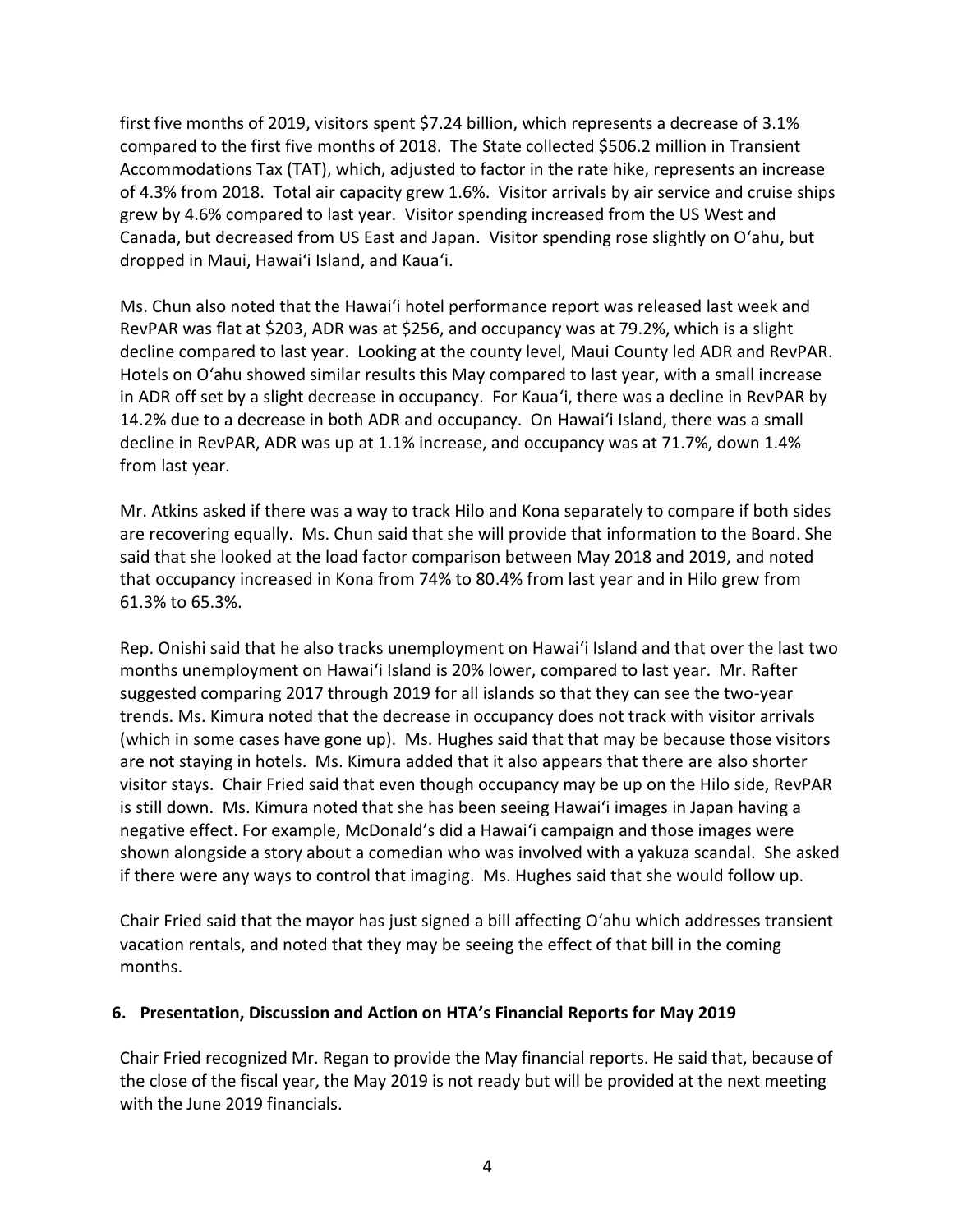first five months of 2019, visitors spent $7.24 billion, which represents a decrease of 3.1% compared to the first five months of 2018. The State collected $506.2 million in Transient Accommodations Tax (TAT), which, adjusted to factor in the rate hike, represents an increase of 4.3% from 2018. Total air capacity grew 1.6%. Visitor arrivals by air service and cruise ships grew by 4.6% compared to last year. Visitor spending increased from the US West and Canada, but decreased from US East and Japan. Visitor spending rose slightly on Oʻahu, but dropped in Maui, Hawaiʻi Island, and Kauaʻi.

Ms. Chun also noted that the Hawaiʻi hotel performance report was released last week and RevPAR was flat at $203, ADR was at $256, and occupancy was at 79.2%, which is a slight decline compared to last year. Looking at the county level, Maui County led ADR and RevPAR. Hotels on Oʻahu showed similar results this May compared to last year, with a small increase in ADR off set by a slight decrease in occupancy. For Kauaʻi, there was a decline in RevPAR by 14.2% due to a decrease in both ADR and occupancy. On Hawaiʻi Island, there was a small decline in RevPAR, ADR was up at 1.1% increase, and occupancy was at 71.7%, down 1.4% from last year.

Mr. Atkins asked if there was a way to track Hilo and Kona separately to compare if both sides are recovering equally. Ms. Chun said that she will provide that information to the Board. She said that she looked at the load factor comparison between May 2018 and 2019, and noted that occupancy increased in Kona from 74% to 80.4% from last year and in Hilo grew from 61.3% to 65.3%.

Rep. Onishi said that he also tracks unemployment on Hawaiʻi Island and that over the last two months unemployment on Hawaiʻi Island is 20% lower, compared to last year. Mr. Rafter suggested comparing 2017 through 2019 for all islands so that they can see the two-year trends. Ms. Kimura noted that the decrease in occupancy does not track with visitor arrivals (which in some cases have gone up). Ms. Hughes said that that may be because those visitors are not staying in hotels. Ms. Kimura added that it also appears that there are also shorter visitor stays. Chair Fried said that even though occupancy may be up on the Hilo side, RevPAR is still down. Ms. Kimura noted that she has been seeing Hawaiʻi images in Japan having a negative effect. For example, McDonald's did a Hawaiʻi campaign and those images were shown alongside a story about a comedian who was involved with a yakuza scandal. She asked if there were any ways to control that imaging. Ms. Hughes said that she would follow up.

Chair Fried said that the mayor has just signed a bill affecting Oʻahu which addresses transient vacation rentals, and noted that they may be seeing the effect of that bill in the coming months.

**6. Presentation, Discussion and Action on HTA's Financial Reports for May 2019**

Chair Fried recognized Mr. Regan to provide the May financial reports. He said that, because of the close of the fiscal year, the May 2019 is not ready but will be provided at the next meeting with the June 2019 financials.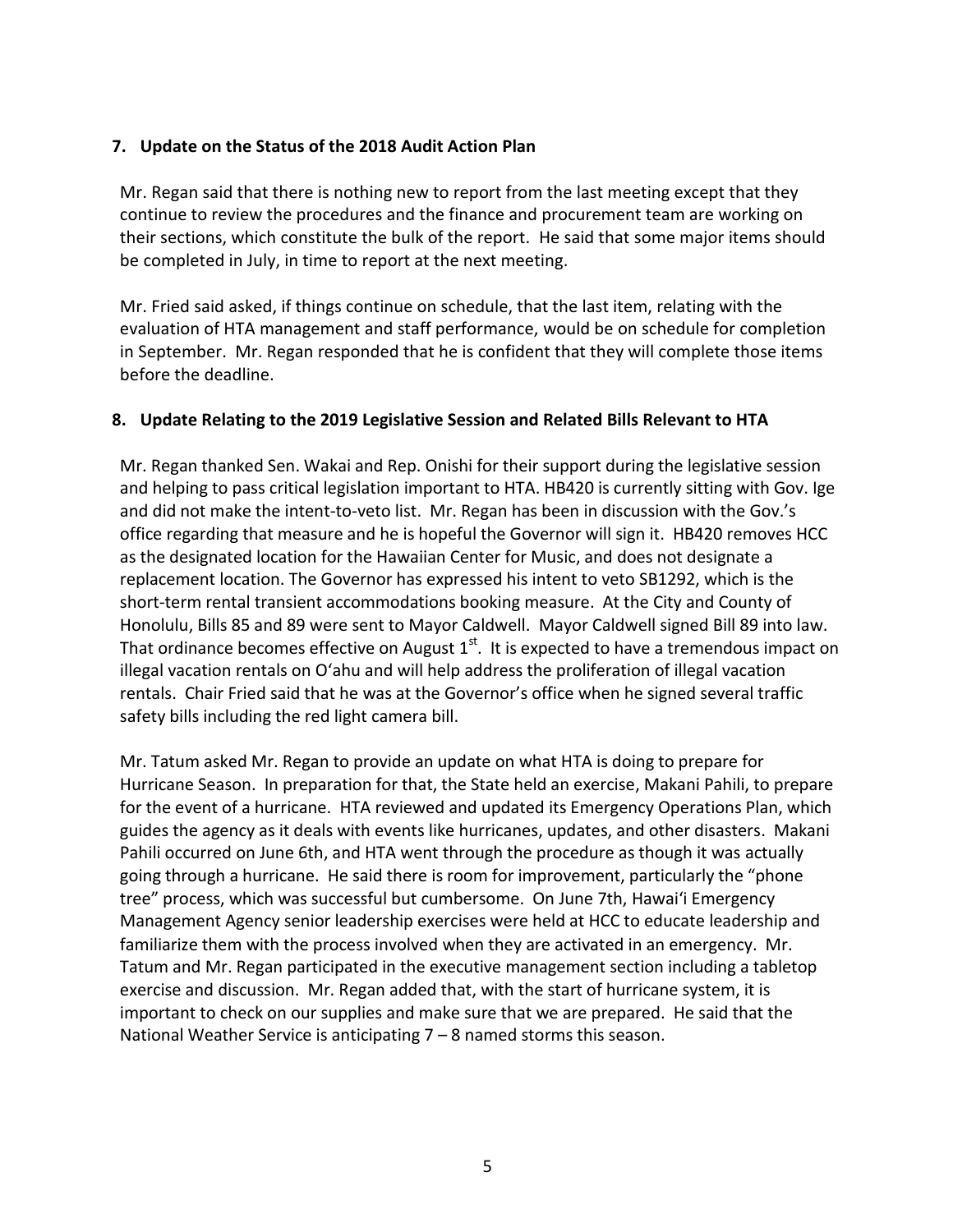**7. Update on the Status of the 2018 Audit Action Plan**

Mr. Regan said that there is nothing new to report from the last meeting except that they continue to review the procedures and the finance and procurement team are working on their sections, which constitute the bulk of the report. He said that some major items should be completed in July, in time to report at the next meeting.

Mr. Fried said asked, if things continue on schedule, that the last item, relating with the evaluation of HTA management and staff performance, would be on schedule for completion in September. Mr. Regan responded that he is confident that they will complete those items before the deadline.

**8. Update Relating to the 2019 Legislative Session and Related Bills Relevant to HTA**

Mr. Regan thanked Sen. Wakai and Rep. Onishi for their support during the legislative session and helping to pass critical legislation important to HTA. HB420 is currently sitting with Gov. Ige and did not make the intent-to-veto list. Mr. Regan has been in discussion with the Gov.'s office regarding that measure and he is hopeful the Governor will sign it. HB420 removes HCC as the designated location for the Hawaiian Center for Music, and does not designate a replacement location. The Governor has expressed his intent to veto SB1292, which is the short-term rental transient accommodations booking measure. At the City and County of Honolulu, Bills 85 and 89 were sent to Mayor Caldwell. Mayor Caldwell signed Bill 89 into law. That ordinance becomes effective on August 1st. It is expected to have a tremendous impact on illegal vacation rentals on O'ahu and will help address the proliferation of illegal vacation rentals. Chair Fried said that he was at the Governor's office when he signed several traffic safety bills including the red light camera bill.

Mr. Tatum asked Mr. Regan to provide an update on what HTA is doing to prepare for Hurricane Season. In preparation for that, the State held an exercise, Makani Pahili, to prepare for the event of a hurricane. HTA reviewed and updated its Emergency Operations Plan, which guides the agency as it deals with events like hurricanes, updates, and other disasters. Makani Pahili occurred on June 6th, and HTA went through the procedure as though it was actually going through a hurricane. He said there is room for improvement, particularly the "phone tree" process, which was successful but cumbersome. On June 7th, Hawai'i Emergency Management Agency senior leadership exercises were held at HCC to educate leadership and familiarize them with the process involved when they are activated in an emergency. Mr. Tatum and Mr. Regan participated in the executive management section including a tabletop exercise and discussion. Mr. Regan added that, with the start of hurricane system, it is important to check on our supplies and make sure that we are prepared. He said that the National Weather Service is anticipating 7 – 8 named storms this season.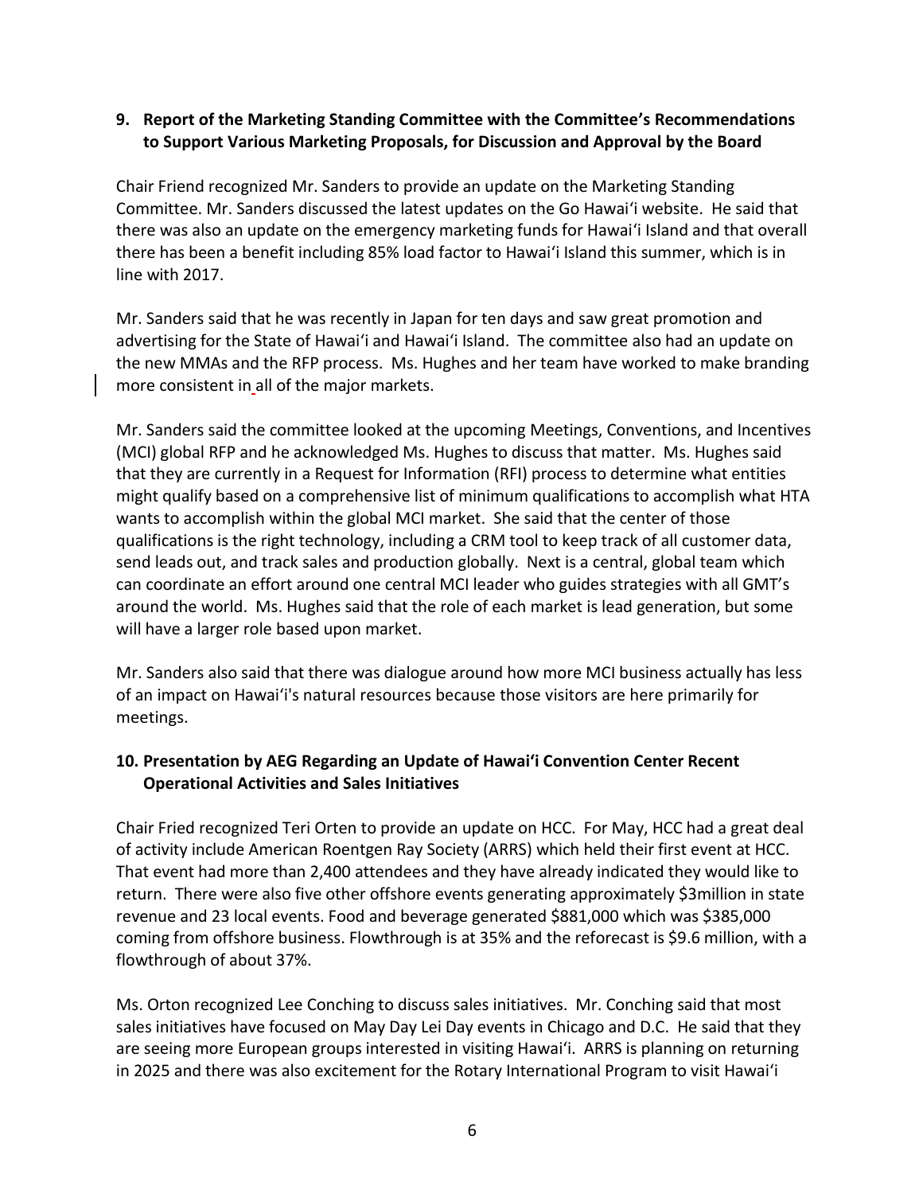## 9. Report of the Marketing Standing Committee with the Committee's Recommendations to Support Various Marketing Proposals, for Discussion and Approval by the Board

Chair Friend recognized Mr. Sanders to provide an update on the Marketing Standing Committee. Mr. Sanders discussed the latest updates on the Go Hawaiʻi website. He said that there was also an update on the emergency marketing funds for Hawaiʻi Island and that overall there has been a benefit including 85% load factor to Hawaiʻi Island this summer, which is in line with 2017.

Mr. Sanders said that he was recently in Japan for ten days and saw great promotion and advertising for the State of Hawaiʻi and Hawaiʻi Island. The committee also had an update on the new MMAs and the RFP process. Ms. Hughes and her team have worked to make branding more consistent in all of the major markets.

Mr. Sanders said the committee looked at the upcoming Meetings, Conventions, and Incentives (MCI) global RFP and he acknowledged Ms. Hughes to discuss that matter. Ms. Hughes said that they are currently in a Request for Information (RFI) process to determine what entities might qualify based on a comprehensive list of minimum qualifications to accomplish what HTA wants to accomplish within the global MCI market. She said that the center of those qualifications is the right technology, including a CRM tool to keep track of all customer data, send leads out, and track sales and production globally. Next is a central, global team which can coordinate an effort around one central MCI leader who guides strategies with all GMT's around the world. Ms. Hughes said that the role of each market is lead generation, but some will have a larger role based upon market.

Mr. Sanders also said that there was dialogue around how more MCI business actually has less of an impact on Hawaiʻi's natural resources because those visitors are here primarily for meetings.

## 10. Presentation by AEG Regarding an Update of Hawaiʻi Convention Center Recent Operational Activities and Sales Initiatives

Chair Fried recognized Teri Orten to provide an update on HCC. For May, HCC had a great deal of activity include American Roentgen Ray Society (ARRS) which held their first event at HCC. That event had more than 2,400 attendees and they have already indicated they would like to return. There were also five other offshore events generating approximately $3million in state revenue and 23 local events. Food and beverage generated $881,000 which was $385,000 coming from offshore business. Flowthrough is at 35% and the reforecast is $9.6 million, with a flowthrough of about 37%.

Ms. Orton recognized Lee Conching to discuss sales initiatives. Mr. Conching said that most sales initiatives have focused on May Day Lei Day events in Chicago and D.C. He said that they are seeing more European groups interested in visiting Hawaiʻi. ARRS is planning on returning in 2025 and there was also excitement for the Rotary International Program to visit Hawaiʻi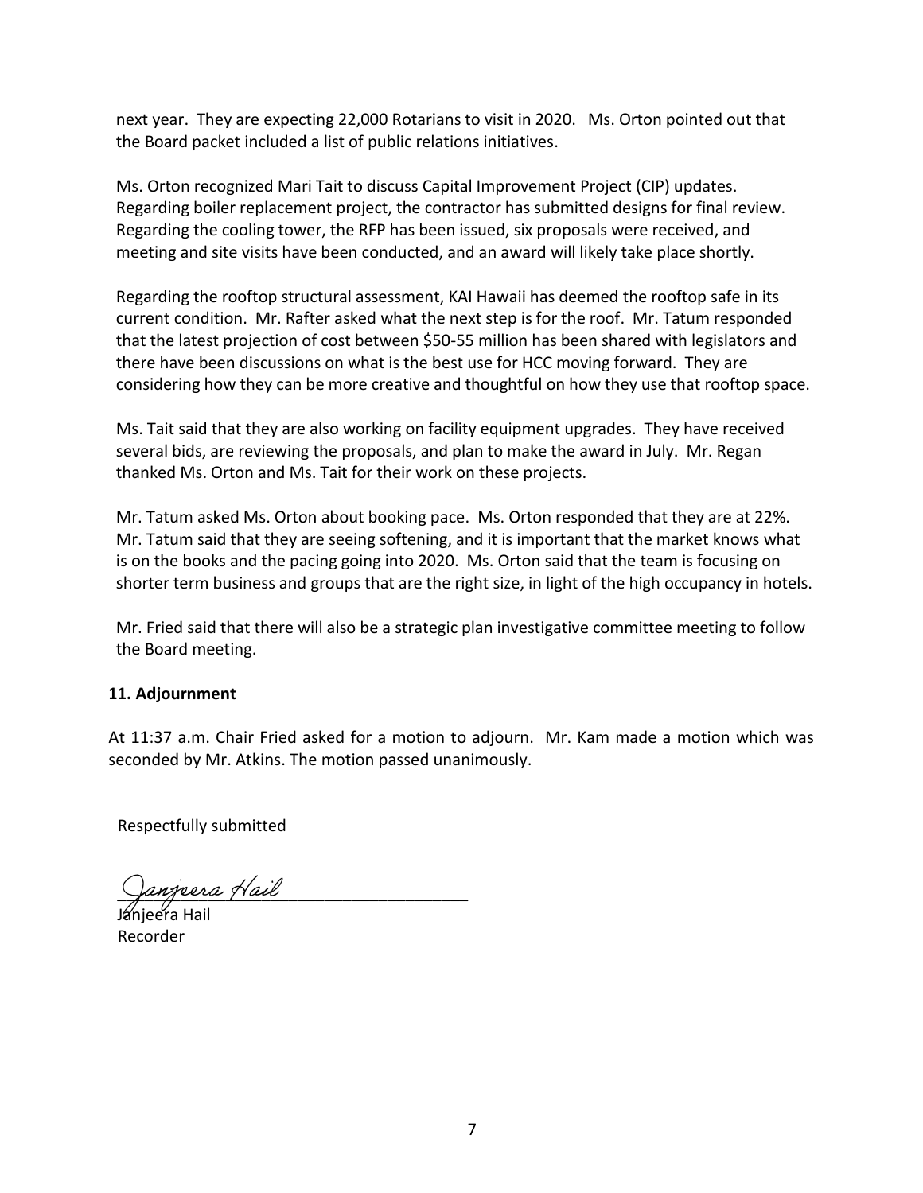next year. They are expecting 22,000 Rotarians to visit in 2020. Ms. Orton pointed out that the Board packet included a list of public relations initiatives.

Ms. Orton recognized Mari Tait to discuss Capital Improvement Project (CIP) updates. Regarding boiler replacement project, the contractor has submitted designs for final review. Regarding the cooling tower, the RFP has been issued, six proposals were received, and meeting and site visits have been conducted, and an award will likely take place shortly.

Regarding the rooftop structural assessment, KAI Hawaii has deemed the rooftop safe in its current condition. Mr. Rafter asked what the next step is for the roof. Mr. Tatum responded that the latest projection of cost between $50-55 million has been shared with legislators and there have been discussions on what is the best use for HCC moving forward. They are considering how they can be more creative and thoughtful on how they use that rooftop space.

Ms. Tait said that they are also working on facility equipment upgrades. They have received several bids, are reviewing the proposals, and plan to make the award in July. Mr. Regan thanked Ms. Orton and Ms. Tait for their work on these projects.

Mr. Tatum asked Ms. Orton about booking pace. Ms. Orton responded that they are at 22%. Mr. Tatum said that they are seeing softening, and it is important that the market knows what is on the books and the pacing going into 2020. Ms. Orton said that the team is focusing on shorter term business and groups that are the right size, in light of the high occupancy in hotels.

Mr. Fried said that there will also be a strategic plan investigative committee meeting to follow the Board meeting.

**11. Adjournment**

At 11:37 a.m. Chair Fried asked for a motion to adjourn. Mr. Kam made a motion which was seconded by Mr. Atkins. The motion passed unanimously.

Respectfully submitted

Janjeera Hail

Janjeera Hail
Recorder